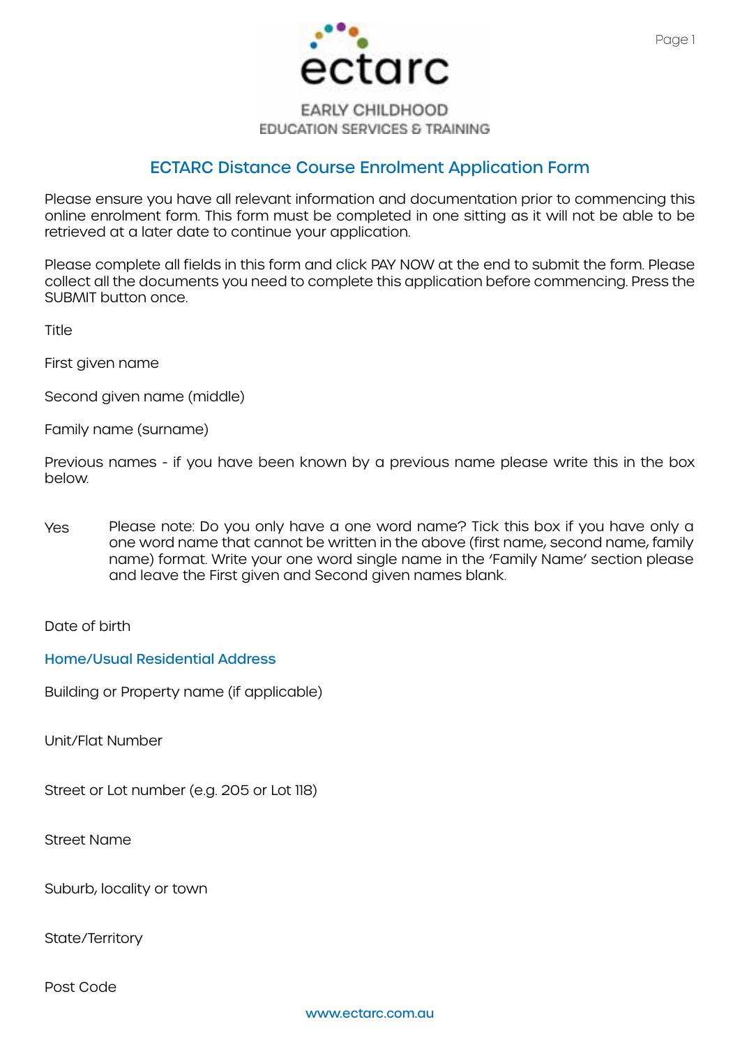ectarc

EARLY CHILDHOOD
EDUCATION SERVICES & TRAINING

# ECTARC Distance Course Enrolment Application Form

Please ensure you have all relevant information and documentation prior to commencing this online enrolment form. This form must be completed in one sitting as it will not be able to be retrieved at a later date to continue your application.

Please complete all fields in this form and click PAY NOW at the end to submit the form. Please collect all the documents you need to complete this application before commencing. Press the SUBMIT button once.

Title

First given name

Second given name (middle)

Family name (surname)

Previous names - if you have been known by a previous name please write this in the box below.

Yes Please note: Do you only have a one word name? Tick this box if you have only a one word name that cannot be written in the above (first name, second name, family name) format. Write your one word single name in the 'Family Name' section please and leave the First given and Second given names blank.

Date of birth

## Home/Usual Residential Address

Building or Property name (if applicable)

Unit/Flat Number

Street or Lot number (e.g. 205 or Lot 118)

Street Name

Suburb, locality or town

State/Territory

Post Code

www.ectarc.com.au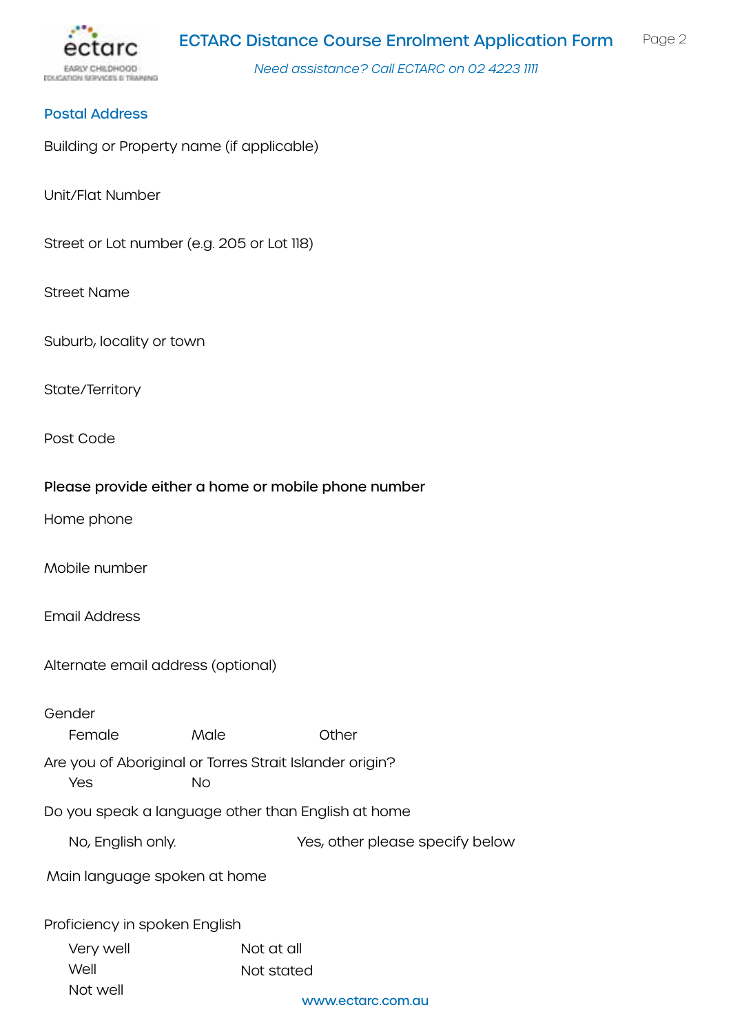## Postal Address

Building or Property name (if applicable)

Unit/Flat Number

Street or Lot number (e.g. 205 or Lot 118)

Street Name

Suburb, locality or town

State/Territory

Post Code

**Please provide either a home or mobile phone number**

Home phone

Mobile number

Email Address

Alternate email address (optional)

Gender

Female Male Other

Are you of Aboriginal or Torres Strait Islander origin?

Yes No

Do you speak a language other than English at home

No, English only. Yes, other please specify below

Main language spoken at home

Proficiency in spoken English

Very well
Well
Not well
Not at all
Not stated

www.ectarc.com.au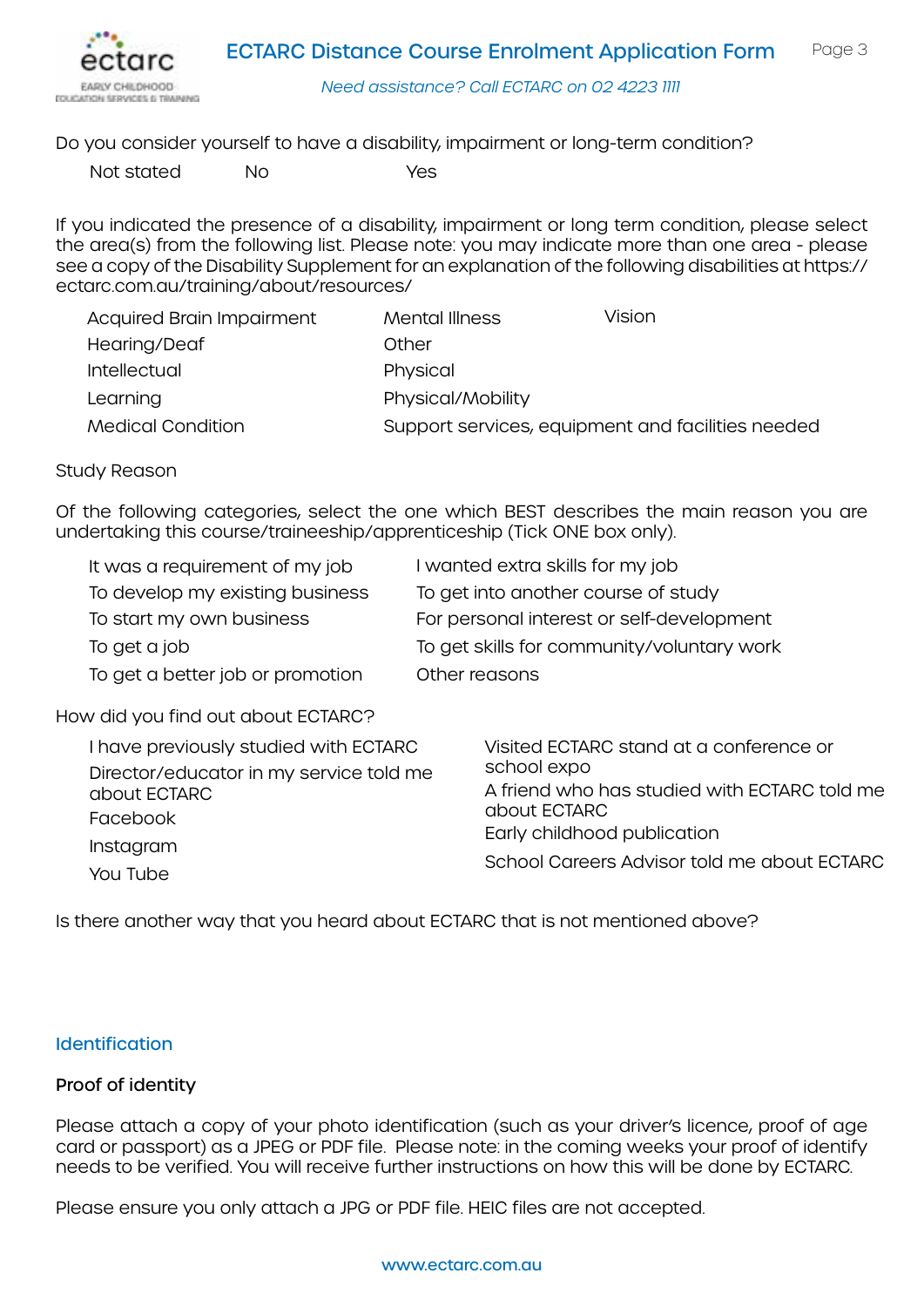Do you consider yourself to have a disability, impairment or long-term condition?

- Not stated
- No
- Yes

If you indicated the presence of a disability, impairment or long term condition, please select the area(s) from the following list. Please note: you may indicate more than one area - please see a copy of the Disability Supplement for an explanation of the following disabilities at https://ectarc.com.au/training/about/resources/

- Acquired Brain Impairment
- Hearing/Deaf
- Intellectual
- Learning
- Medical Condition
- Mental Illness
- Other
- Physical
- Physical/Mobility
- Support services, equipment and facilities needed
- Vision

Study Reason

Of the following categories, select the one which BEST describes the main reason you are undertaking this course/traineeship/apprenticeship (Tick ONE box only).

- It was a requirement of my job
- To develop my existing business
- To start my own business
- To get a job
- To get a better job or promotion
- I wanted extra skills for my job
- To get into another course of study
- For personal interest or self-development
- To get skills for community/voluntary work
- Other reasons

How did you find out about ECTARC?

- I have previously studied with ECTARC
- Director/educator in my service told me about ECTARC
- Facebook
- Instagram
- You Tube
- Visited ECTARC stand at a conference or school expo
- A friend who has studied with ECTARC told me about ECTARC
- Early childhood publication
- School Careers Advisor told me about ECTARC

Is there another way that you heard about ECTARC that is not mentioned above?

## Identification

### Proof of identity

Please attach a copy of your photo identification (such as your driver's licence, proof of age card or passport) as a JPEG or PDF file. Please note: in the coming weeks your proof of identify needs to be verified. You will receive further instructions on how this will be done by ECTARC.

Please ensure you only attach a JPG or PDF file. HEIC files are not accepted.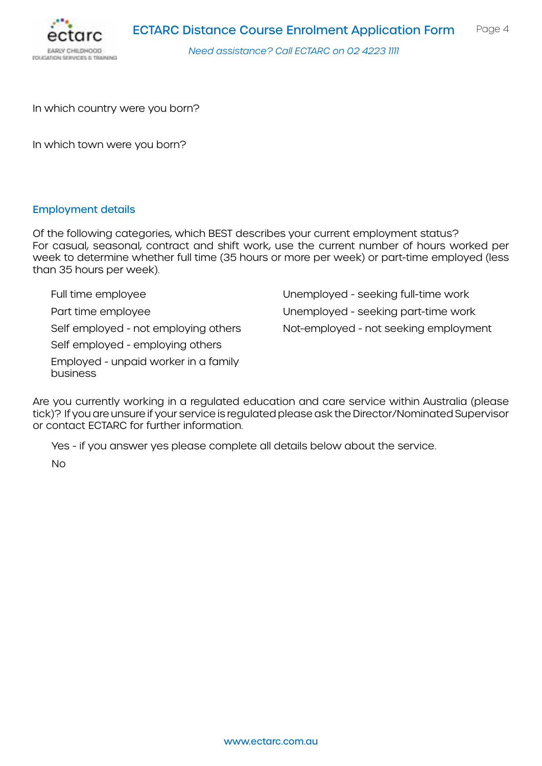In which country were you born?

In which town were you born?

## Employment details

Of the following categories, which BEST describes your current employment status?
For casual, seasonal, contract and shift work, use the current number of hours worked per week to determine whether full time (35 hours or more per week) or part-time employed (less than 35 hours per week).

- Full time employee
- Part time employee
- Self employed - not employing others
- Self employed - employing others
- Employed - unpaid worker in a family business
- Unemployed - seeking full-time work
- Unemployed - seeking part-time work
- Not-employed - not seeking employment

Are you currently working in a regulated education and care service within Australia (please tick)? If you are unsure if your service is regulated please ask the Director/Nominated Supervisor or contact ECTARC for further information.

- Yes - if you answer yes please complete all details below about the service.
- No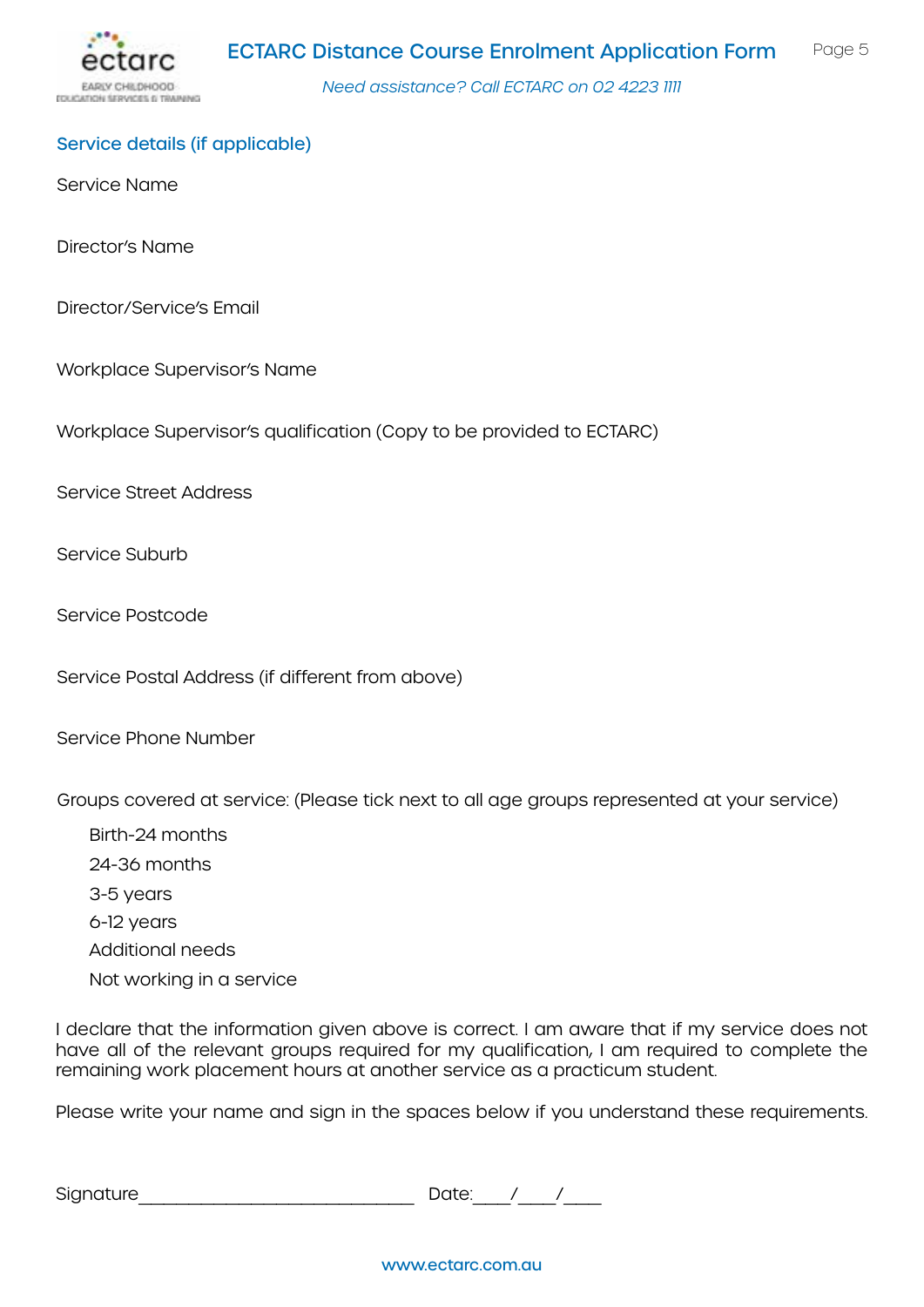## Service details (if applicable)

Service Name

Director's Name

Director/Service's Email

Workplace Supervisor's Name

Workplace Supervisor's qualification (Copy to be provided to ECTARC)

Service Street Address

Service Suburb

Service Postcode

Service Postal Address (if different from above)

Service Phone Number

Groups covered at service: (Please tick next to all age groups represented at your service)

- Birth-24 months
- 24-36 months
- 3-5 years
- 6-12 years
- Additional needs
- Not working in a service

I declare that the information given above is correct. I am aware that if my service does not have all of the relevant groups required for my qualification, I am required to complete the remaining work placement hours at another service as a practicum student.

Please write your name and sign in the spaces below if you understand these requirements.

Signature_____________________________ Date:____/____/____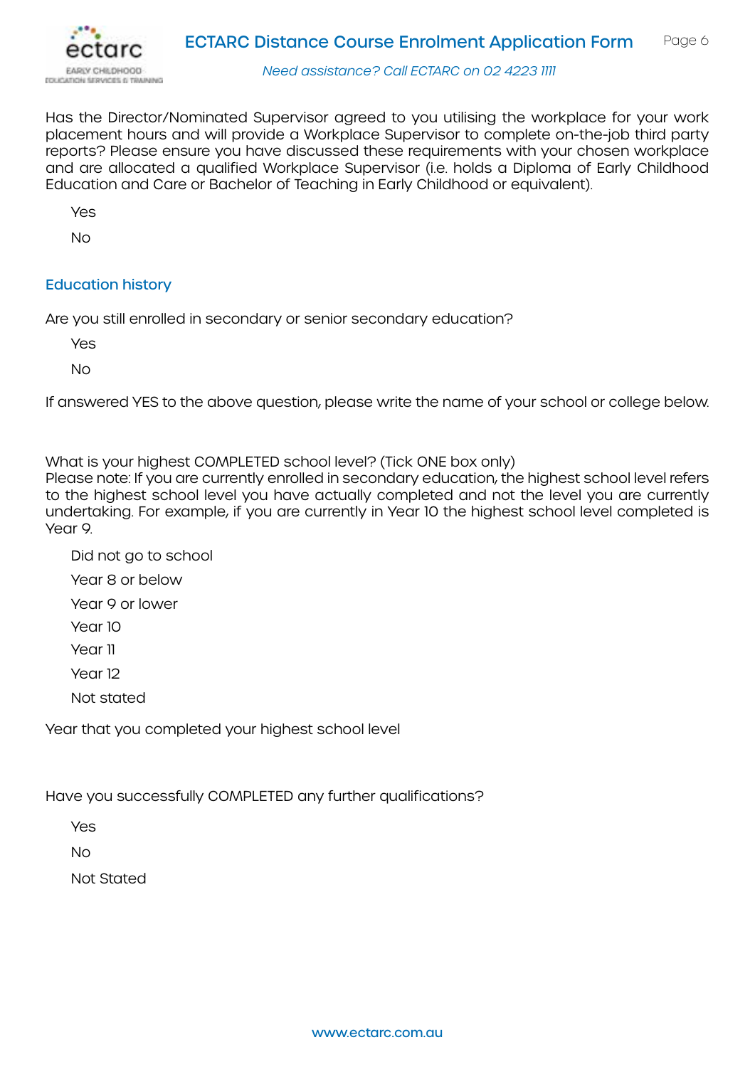Has the Director/Nominated Supervisor agreed to you utilising the workplace for your work placement hours and will provide a Workplace Supervisor to complete on-the-job third party reports? Please ensure you have discussed these requirements with your chosen workplace and are allocated a qualified Workplace Supervisor (i.e. holds a Diploma of Early Childhood Education and Care or Bachelor of Teaching in Early Childhood or equivalent).

Yes

No

## Education history

Are you still enrolled in secondary or senior secondary education?

Yes

No

If answered YES to the above question, please write the name of your school or college below.

What is your highest COMPLETED school level? (Tick ONE box only)
Please note: If you are currently enrolled in secondary education, the highest school level refers to the highest school level you have actually completed and not the level you are currently undertaking. For example, if you are currently in Year 10 the highest school level completed is Year 9.

Did not go to school

Year 8 or below

Year 9 or lower

Year 10

Year 11

Year 12

Not stated

Year that you completed your highest school level

Have you successfully COMPLETED any further qualifications?

Yes

No

Not Stated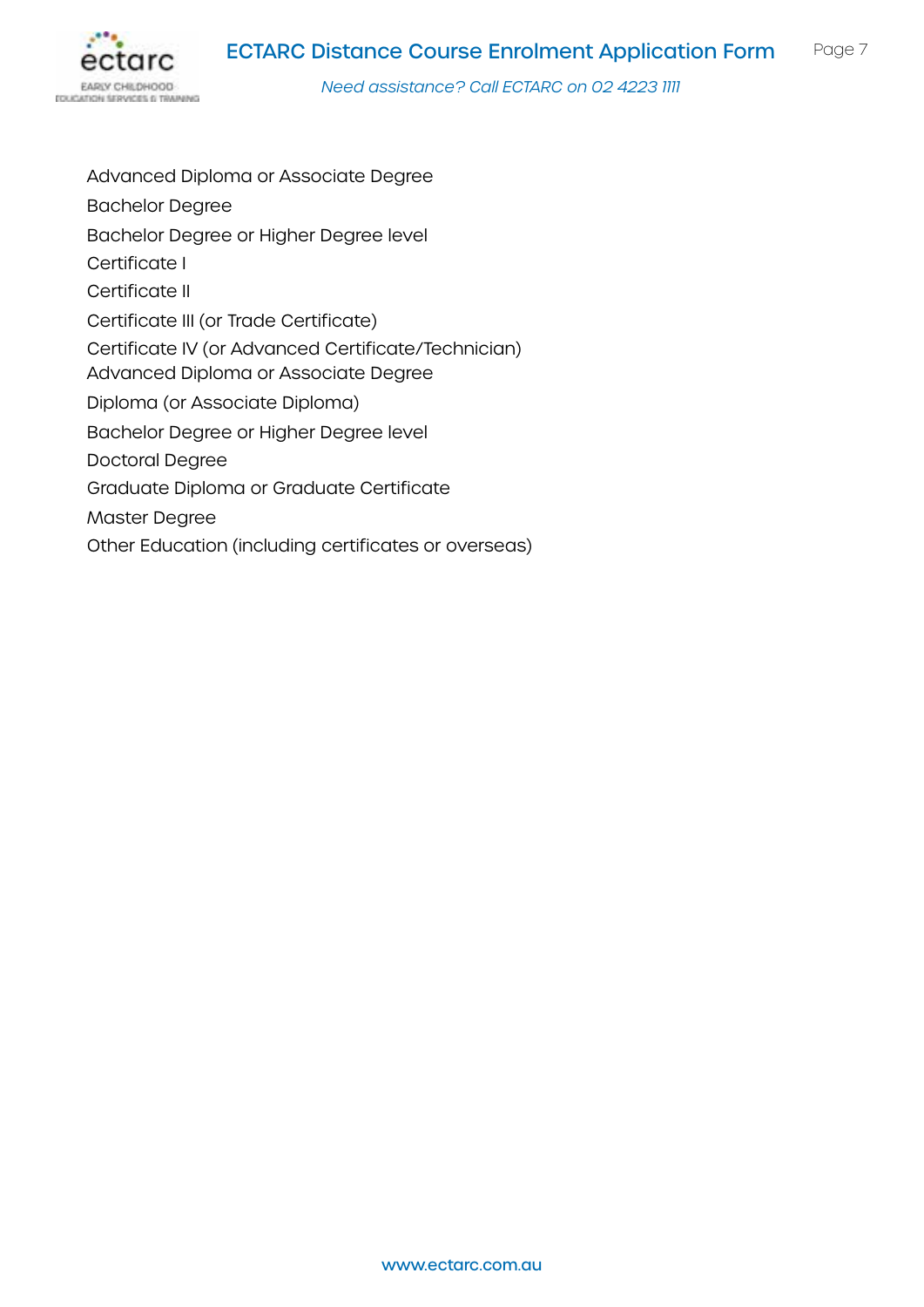Advanced Diploma or Associate Degree

Bachelor Degree

Bachelor Degree or Higher Degree level

Certificate I

Certificate II

Certificate III (or Trade Certificate)

Certificate IV (or Advanced Certificate/Technician)

Advanced Diploma or Associate Degree

Diploma (or Associate Diploma)

Bachelor Degree or Higher Degree level

Doctoral Degree

Graduate Diploma or Graduate Certificate

Master Degree

Other Education (including certificates or overseas)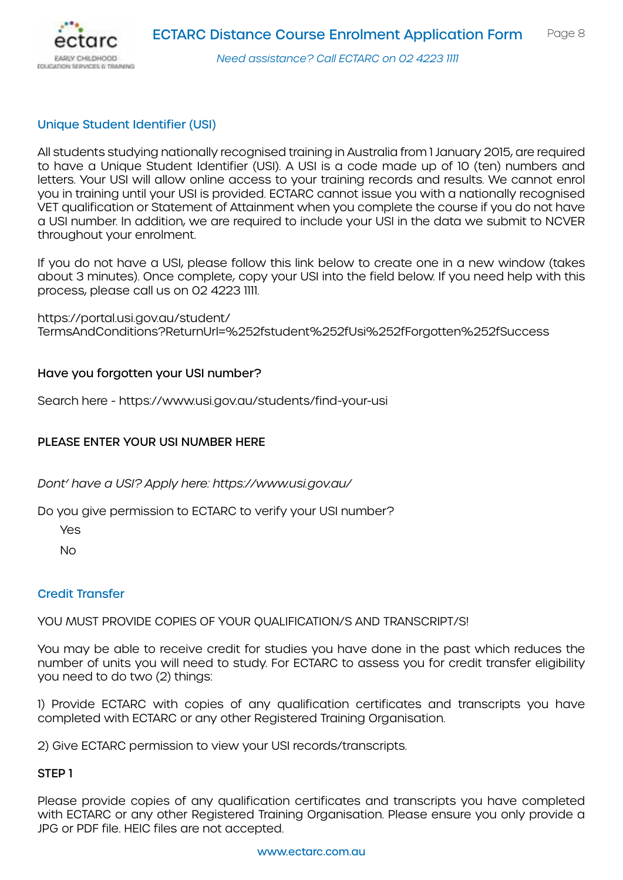## Unique Student Identifier (USI)

All students studying nationally recognised training in Australia from 1 January 2015, are required to have a Unique Student Identifier (USI). A USI is a code made up of 10 (ten) numbers and letters. Your USI will allow online access to your training records and results. We cannot enrol you in training until your USI is provided. ECTARC cannot issue you with a nationally recognised VET qualification or Statement of Attainment when you complete the course if you do not have a USI number. In addition, we are required to include your USI in the data we submit to NCVER throughout your enrolment.

If you do not have a USI, please follow this link below to create one in a new window (takes about 3 minutes). Once complete, copy your USI into the field below. If you need help with this process, please call us on 02 4223 1111.

https://portal.usi.gov.au/student/TermsAndConditions?ReturnUrl=%252fstudent%252fUsi%252fForgotten%252fSuccess

**Have you forgotten your USI number?**

Search here - https://www.usi.gov.au/students/find-your-usi

**PLEASE ENTER YOUR USI NUMBER HERE**

*Dont' have a USI? Apply here: https://www.usi.gov.au/*

Do you give permission to ECTARC to verify your USI number?

- Yes
- No

## Credit Transfer

YOU MUST PROVIDE COPIES OF YOUR QUALIFICATION/S AND TRANSCRIPT/S!

You may be able to receive credit for studies you have done in the past which reduces the number of units you will need to study. For ECTARC to assess you for credit transfer eligibility you need to do two (2) things:

1) Provide ECTARC with copies of any qualification certificates and transcripts you have completed with ECTARC or any other Registered Training Organisation.

2) Give ECTARC permission to view your USI records/transcripts.

**STEP 1**

Please provide copies of any qualification certificates and transcripts you have completed with ECTARC or any other Registered Training Organisation. Please ensure you only provide a JPG or PDF file. HEIC files are not accepted.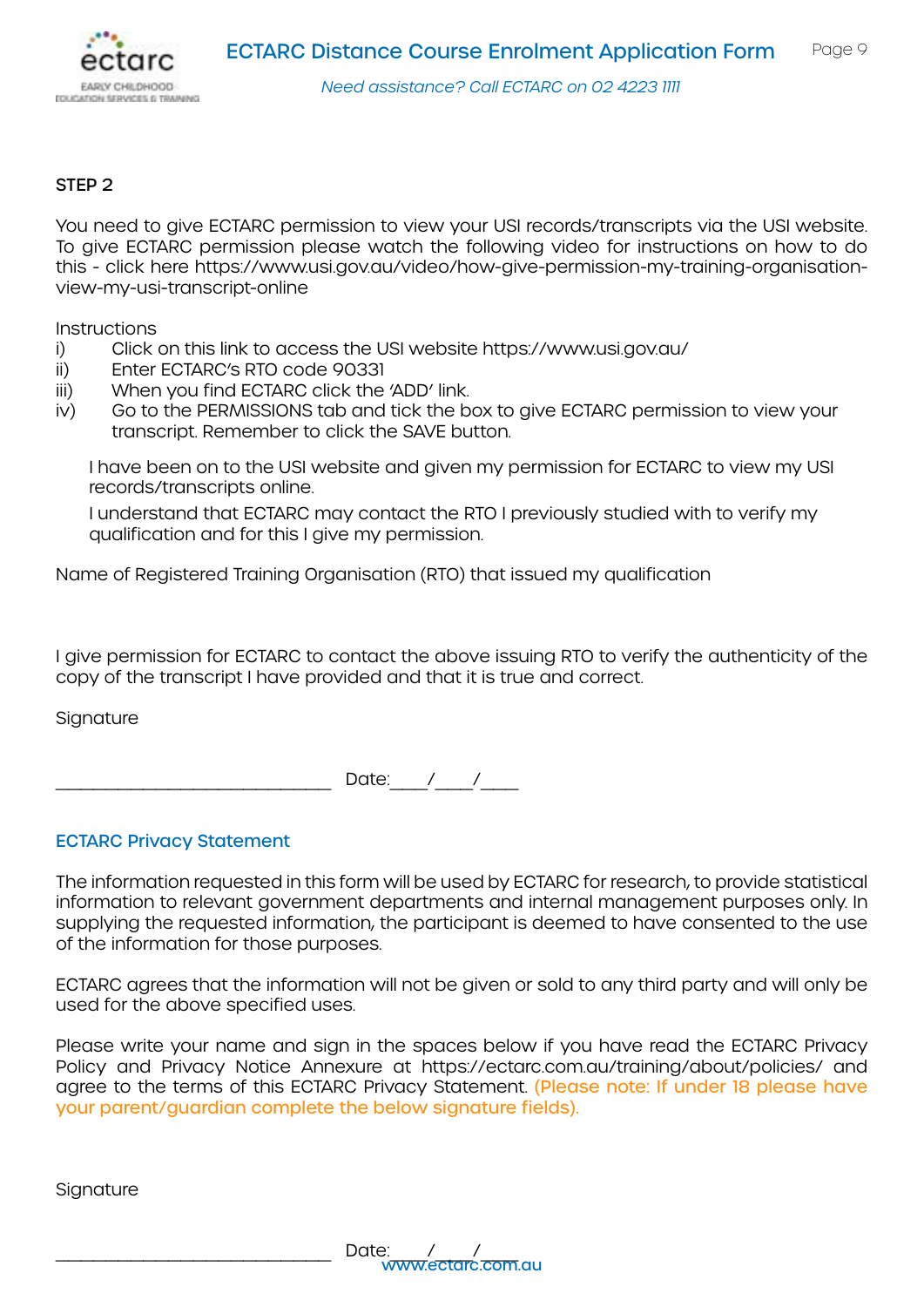STEP 2

You need to give ECTARC permission to view your USI records/transcripts via the USI website. To give ECTARC permission please watch the following video for instructions on how to do this - click here https://www.usi.gov.au/video/how-give-permission-my-training-organisation-view-my-usi-transcript-online

Instructions

i) Click on this link to access the USI website https://www.usi.gov.au/
ii) Enter ECTARC's RTO code 90331
iii) When you find ECTARC click the 'ADD' link.
iv) Go to the PERMISSIONS tab and tick the box to give ECTARC permission to view your transcript. Remember to click the SAVE button.

I have been on to the USI website and given my permission for ECTARC to view my USI records/transcripts online.

I understand that ECTARC may contact the RTO I previously studied with to verify my qualification and for this I give my permission.

Name of Registered Training Organisation (RTO) that issued my qualification

I give permission for ECTARC to contact the above issuing RTO to verify the authenticity of the copy of the transcript I have provided and that it is true and correct.

Signature

_____________________________ Date:____/____/____

## ECTARC Privacy Statement

The information requested in this form will be used by ECTARC for research, to provide statistical information to relevant government departments and internal management purposes only. In supplying the requested information, the participant is deemed to have consented to the use of the information for those purposes.

ECTARC agrees that the information will not be given or sold to any third party and will only be used for the above specified uses.

Please write your name and sign in the spaces below if you have read the ECTARC Privacy Policy and Privacy Notice Annexure at https://ectarc.com.au/training/about/policies/ and agree to the terms of this ECTARC Privacy Statement. (Please note: If under 18 please have your parent/guardian complete the below signature fields).

Signature

_____________________________ Date:____/____/____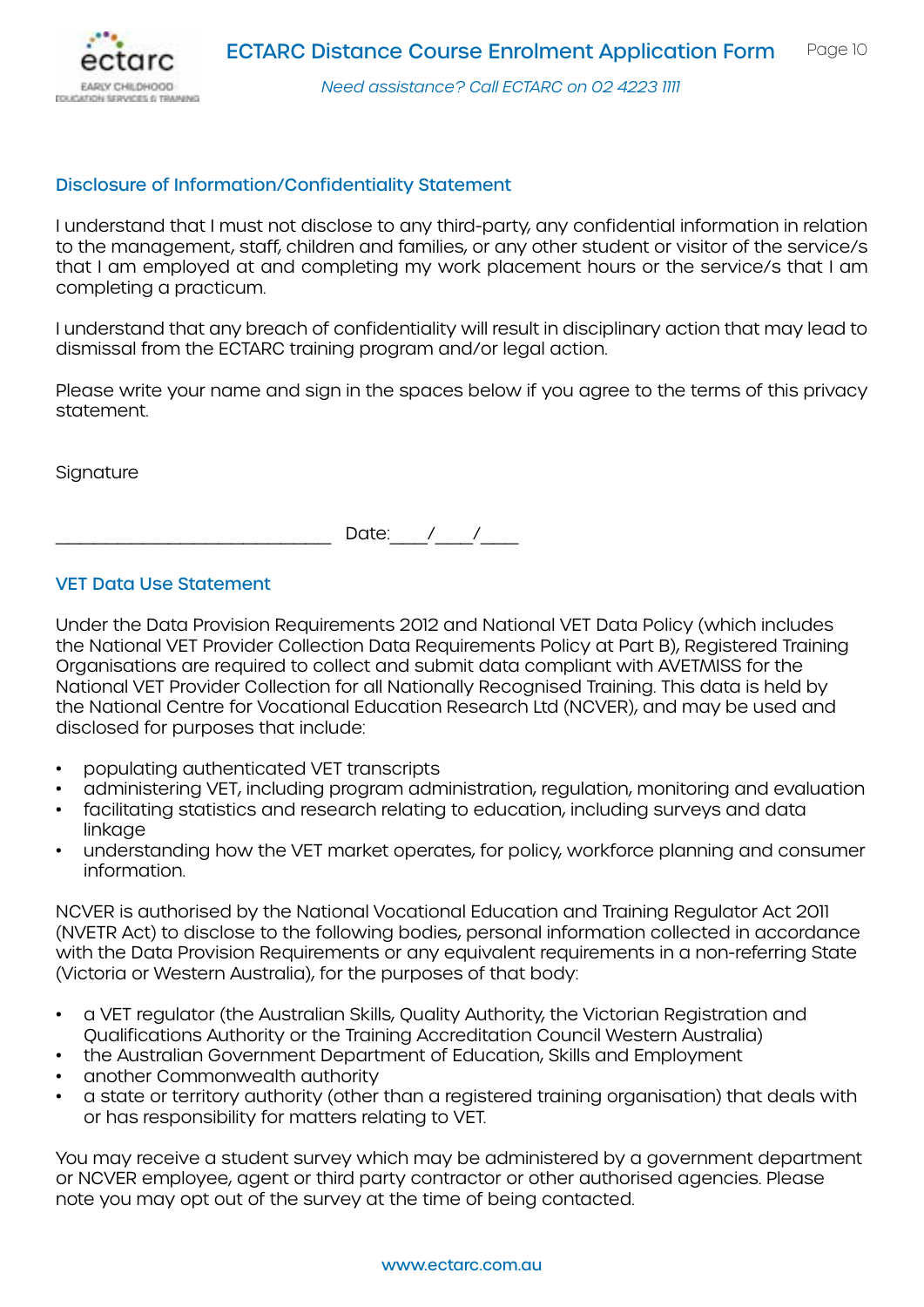## Disclosure of Information/Confidentiality Statement

I understand that I must not disclose to any third-party, any confidential information in relation to the management, staff, children and families, or any other student or visitor of the service/s that I am employed at and completing my work placement hours or the service/s that I am completing a practicum.

I understand that any breach of confidentiality will result in disciplinary action that may lead to dismissal from the ECTARC training program and/or legal action.

Please write your name and sign in the spaces below if you agree to the terms of this privacy statement.

Signature

_____________________________ Date:____/____/____

## VET Data Use Statement

Under the Data Provision Requirements 2012 and National VET Data Policy (which includes the National VET Provider Collection Data Requirements Policy at Part B), Registered Training Organisations are required to collect and submit data compliant with AVETMISS for the National VET Provider Collection for all Nationally Recognised Training. This data is held by the National Centre for Vocational Education Research Ltd (NCVER), and may be used and disclosed for purposes that include:

- populating authenticated VET transcripts
- administering VET, including program administration, regulation, monitoring and evaluation
- facilitating statistics and research relating to education, including surveys and data linkage
- understanding how the VET market operates, for policy, workforce planning and consumer information.

NCVER is authorised by the National Vocational Education and Training Regulator Act 2011 (NVETR Act) to disclose to the following bodies, personal information collected in accordance with the Data Provision Requirements or any equivalent requirements in a non-referring State (Victoria or Western Australia), for the purposes of that body:

- a VET regulator (the Australian Skills, Quality Authority, the Victorian Registration and Qualifications Authority or the Training Accreditation Council Western Australia)
- the Australian Government Department of Education, Skills and Employment
- another Commonwealth authority
- a state or territory authority (other than a registered training organisation) that deals with or has responsibility for matters relating to VET.

You may receive a student survey which may be administered by a government department or NCVER employee, agent or third party contractor or other authorised agencies. Please note you may opt out of the survey at the time of being contacted.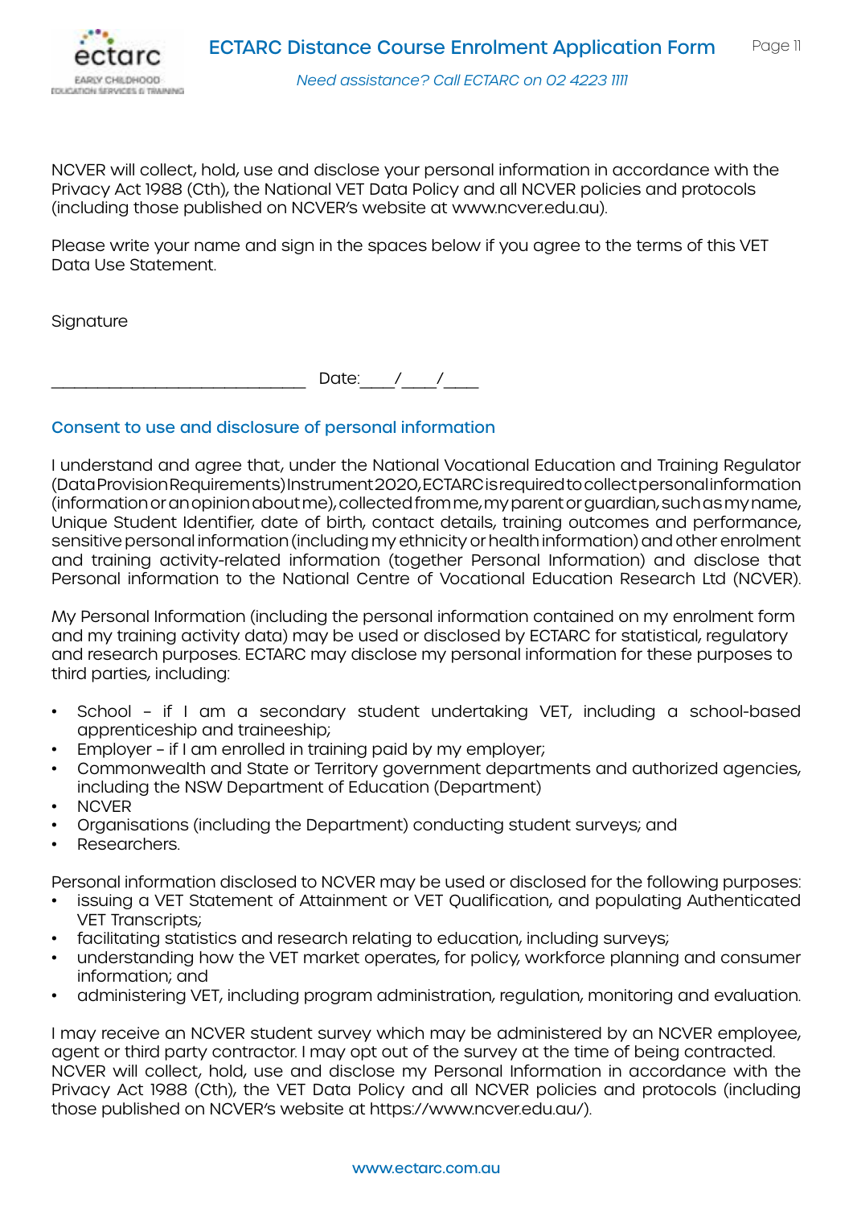NCVER will collect, hold, use and disclose your personal information in accordance with the Privacy Act 1988 (Cth), the National VET Data Policy and all NCVER policies and protocols (including those published on NCVER's website at www.ncver.edu.au).

Please write your name and sign in the spaces below if you agree to the terms of this VET Data Use Statement.

Signature

_____________________________ Date:____/____/____

## Consent to use and disclosure of personal information

I understand and agree that, under the National Vocational Education and Training Regulator (Data Provision Requirements) Instrument 2020, ECTARC is required to collect personal information (information or an opinion about me), collected from me, my parent or guardian, such as my name, Unique Student Identifier, date of birth, contact details, training outcomes and performance, sensitive personal information (including my ethnicity or health information) and other enrolment and training activity-related information (together Personal Information) and disclose that Personal information to the National Centre of Vocational Education Research Ltd (NCVER).

My Personal Information (including the personal information contained on my enrolment form and my training activity data) may be used or disclosed by ECTARC for statistical, regulatory and research purposes. ECTARC may disclose my personal information for these purposes to third parties, including:

- School – if I am a secondary student undertaking VET, including a school-based apprenticeship and traineeship;
- Employer – if I am enrolled in training paid by my employer;
- Commonwealth and State or Territory government departments and authorized agencies, including the NSW Department of Education (Department)
- NCVER
- Organisations (including the Department) conducting student surveys; and
- Researchers.

Personal information disclosed to NCVER may be used or disclosed for the following purposes:

- issuing a VET Statement of Attainment or VET Qualification, and populating Authenticated VET Transcripts;
- facilitating statistics and research relating to education, including surveys;
- understanding how the VET market operates, for policy, workforce planning and consumer information; and
- administering VET, including program administration, regulation, monitoring and evaluation.

I may receive an NCVER student survey which may be administered by an NCVER employee, agent or third party contractor. I may opt out of the survey at the time of being contracted. NCVER will collect, hold, use and disclose my Personal Information in accordance with the Privacy Act 1988 (Cth), the VET Data Policy and all NCVER policies and protocols (including those published on NCVER's website at https://www.ncver.edu.au/).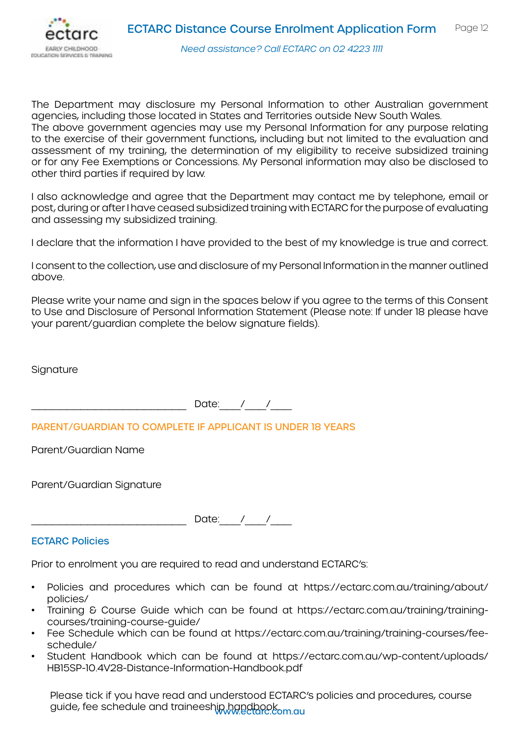The Department may disclosure my Personal Information to other Australian government agencies, including those located in States and Territories outside New South Wales.
The above government agencies may use my Personal Information for any purpose relating to the exercise of their government functions, including but not limited to the evaluation and assessment of my training, the determination of my eligibility to receive subsidized training or for any Fee Exemptions or Concessions. My Personal information may also be disclosed to other third parties if required by law.

I also acknowledge and agree that the Department may contact me by telephone, email or post, during or after I have ceased subsidized training with ECTARC for the purpose of evaluating and assessing my subsidized training.

I declare that the information I have provided to the best of my knowledge is true and correct.

I consent to the collection, use and disclosure of my Personal Information in the manner outlined above.

Please write your name and sign in the spaces below if you agree to the terms of this Consent to Use and Disclosure of Personal Information Statement (Please note: If under 18 please have your parent/guardian complete the below signature fields).

Signature

______________________________ Date:____/____/____

## PARENT/GUARDIAN TO COMPLETE IF APPLICANT IS UNDER 18 YEARS

Parent/Guardian Name

Parent/Guardian Signature

______________________________ Date:____/____/____

## ECTARC Policies

Prior to enrolment you are required to read and understand ECTARC's:

- Policies and procedures which can be found at https://ectarc.com.au/training/about/policies/
- Training & Course Guide which can be found at https://ectarc.com.au/training/training-courses/training-course-guide/
- Fee Schedule which can be found at https://ectarc.com.au/training/training-courses/fee-schedule/
- Student Handbook which can be found at https://ectarc.com.au/wp-content/uploads/HB15SP-10.4V28-Distance-Information-Handbook.pdf

Please tick if you have read and understood ECTARC's policies and procedures, course guide, fee schedule and traineeship handbook.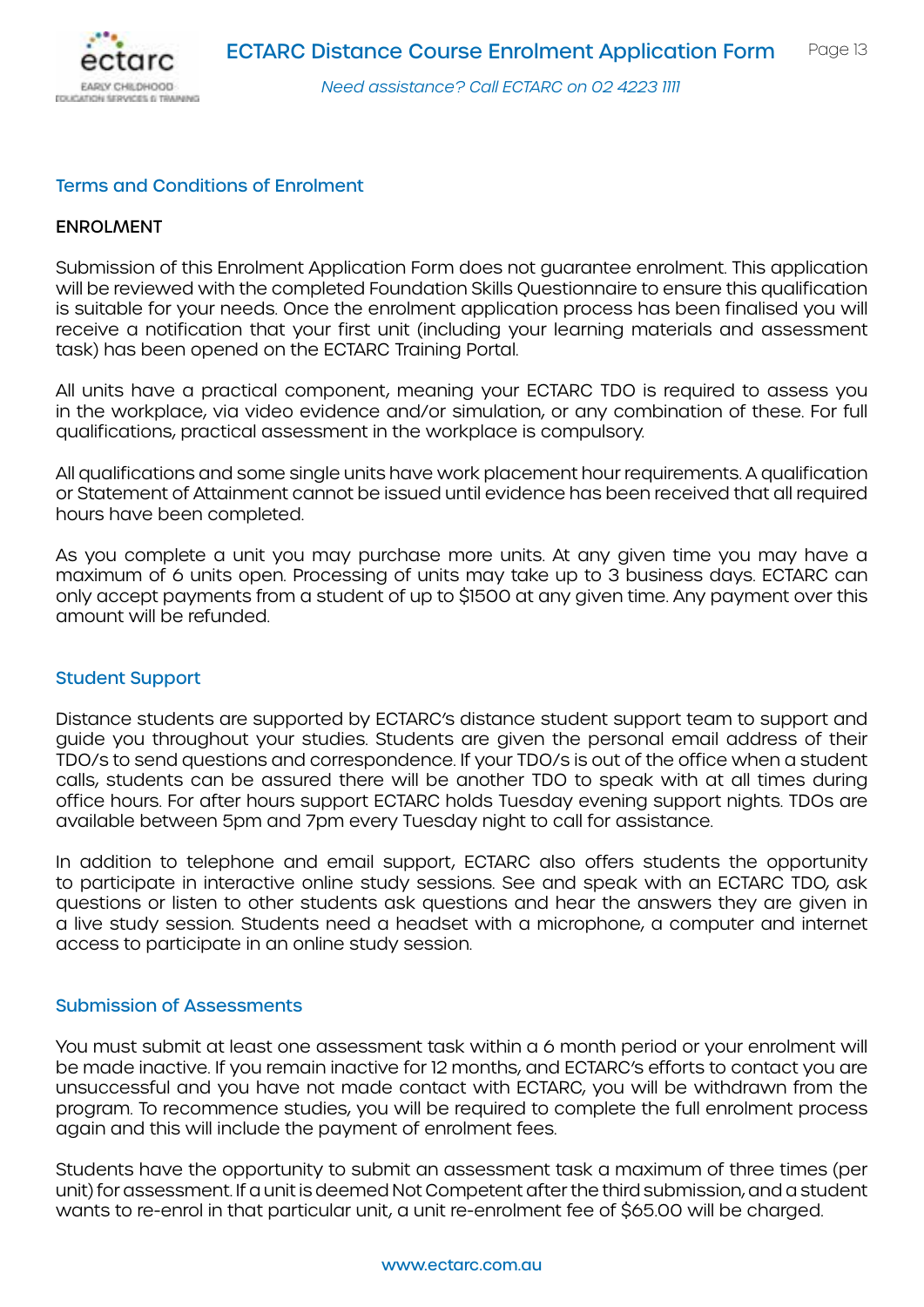## Terms and Conditions of Enrolment

### ENROLMENT

Submission of this Enrolment Application Form does not guarantee enrolment. This application will be reviewed with the completed Foundation Skills Questionnaire to ensure this qualification is suitable for your needs. Once the enrolment application process has been finalised you will receive a notification that your first unit (including your learning materials and assessment task) has been opened on the ECTARC Training Portal.

All units have a practical component, meaning your ECTARC TDO is required to assess you in the workplace, via video evidence and/or simulation, or any combination of these. For full qualifications, practical assessment in the workplace is compulsory.

All qualifications and some single units have work placement hour requirements. A qualification or Statement of Attainment cannot be issued until evidence has been received that all required hours have been completed.

As you complete a unit you may purchase more units. At any given time you may have a maximum of 6 units open. Processing of units may take up to 3 business days. ECTARC can only accept payments from a student of up to $1500 at any given time. Any payment over this amount will be refunded.

## Student Support

Distance students are supported by ECTARC's distance student support team to support and guide you throughout your studies. Students are given the personal email address of their TDO/s to send questions and correspondence. If your TDO/s is out of the office when a student calls, students can be assured there will be another TDO to speak with at all times during office hours. For after hours support ECTARC holds Tuesday evening support nights. TDOs are available between 5pm and 7pm every Tuesday night to call for assistance.

In addition to telephone and email support, ECTARC also offers students the opportunity to participate in interactive online study sessions. See and speak with an ECTARC TDO, ask questions or listen to other students ask questions and hear the answers they are given in a live study session. Students need a headset with a microphone, a computer and internet access to participate in an online study session.

## Submission of Assessments

You must submit at least one assessment task within a 6 month period or your enrolment will be made inactive. If you remain inactive for 12 months, and ECTARC's efforts to contact you are unsuccessful and you have not made contact with ECTARC, you will be withdrawn from the program. To recommence studies, you will be required to complete the full enrolment process again and this will include the payment of enrolment fees.

Students have the opportunity to submit an assessment task a maximum of three times (per unit) for assessment. If a unit is deemed Not Competent after the third submission, and a student wants to re-enrol in that particular unit, a unit re-enrolment fee of $65.00 will be charged.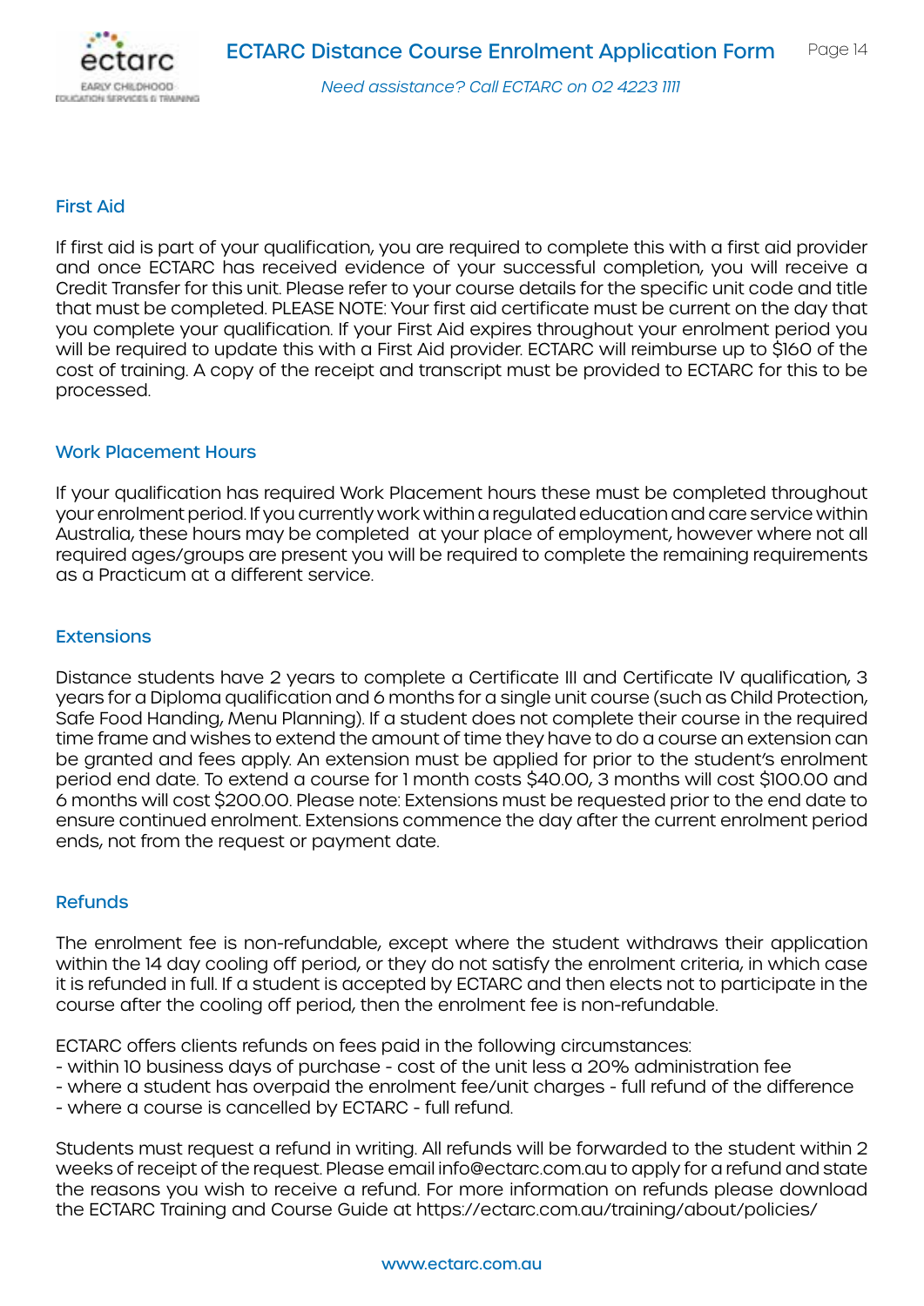## First Aid

If first aid is part of your qualification, you are required to complete this with a first aid provider and once ECTARC has received evidence of your successful completion, you will receive a Credit Transfer for this unit. Please refer to your course details for the specific unit code and title that must be completed. PLEASE NOTE: Your first aid certificate must be current on the day that you complete your qualification. If your First Aid expires throughout your enrolment period you will be required to update this with a First Aid provider. ECTARC will reimburse up to $160 of the cost of training. A copy of the receipt and transcript must be provided to ECTARC for this to be processed.

## Work Placement Hours

If your qualification has required Work Placement hours these must be completed throughout your enrolment period. If you currently work within a regulated education and care service within Australia, these hours may be completed at your place of employment, however where not all required ages/groups are present you will be required to complete the remaining requirements as a Practicum at a different service.

## Extensions

Distance students have 2 years to complete a Certificate III and Certificate IV qualification, 3 years for a Diploma qualification and 6 months for a single unit course (such as Child Protection, Safe Food Handing, Menu Planning). If a student does not complete their course in the required time frame and wishes to extend the amount of time they have to do a course an extension can be granted and fees apply. An extension must be applied for prior to the student's enrolment period end date. To extend a course for 1 month costs $40.00, 3 months will cost $100.00 and 6 months will cost $200.00. Please note: Extensions must be requested prior to the end date to ensure continued enrolment. Extensions commence the day after the current enrolment period ends, not from the request or payment date.

## Refunds

The enrolment fee is non-refundable, except where the student withdraws their application within the 14 day cooling off period, or they do not satisfy the enrolment criteria, in which case it is refunded in full. If a student is accepted by ECTARC and then elects not to participate in the course after the cooling off period, then the enrolment fee is non-refundable.

ECTARC offers clients refunds on fees paid in the following circumstances:
- within 10 business days of purchase - cost of the unit less a 20% administration fee
- where a student has overpaid the enrolment fee/unit charges - full refund of the difference
- where a course is cancelled by ECTARC - full refund.

Students must request a refund in writing. All refunds will be forwarded to the student within 2 weeks of receipt of the request. Please email info@ectarc.com.au to apply for a refund and state the reasons you wish to receive a refund. For more information on refunds please download the ECTARC Training and Course Guide at https://ectarc.com.au/training/about/policies/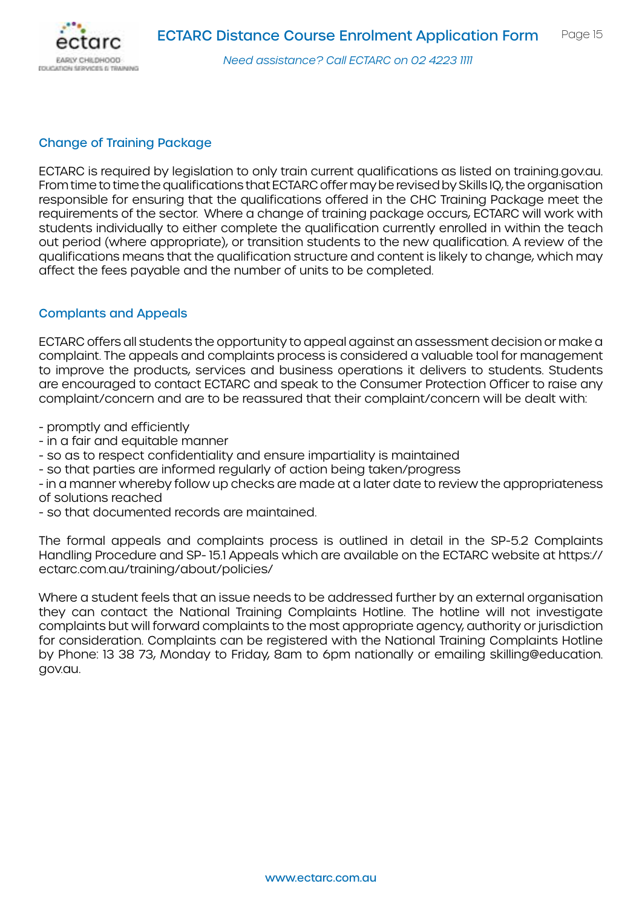## Change of Training Package

ECTARC is required by legislation to only train current qualifications as listed on training.gov.au. From time to time the qualifications that ECTARC offer may be revised by Skills IQ, the organisation responsible for ensuring that the qualifications offered in the CHC Training Package meet the requirements of the sector. Where a change of training package occurs, ECTARC will work with students individually to either complete the qualification currently enrolled in within the teach out period (where appropriate), or transition students to the new qualification. A review of the qualifications means that the qualification structure and content is likely to change, which may affect the fees payable and the number of units to be completed.

## Complants and Appeals

ECTARC offers all students the opportunity to appeal against an assessment decision or make a complaint. The appeals and complaints process is considered a valuable tool for management to improve the products, services and business operations it delivers to students. Students are encouraged to contact ECTARC and speak to the Consumer Protection Officer to raise any complaint/concern and are to be reassured that their complaint/concern will be dealt with:

- promptly and efficiently
- in a fair and equitable manner
- so as to respect confidentiality and ensure impartiality is maintained
- so that parties are informed regularly of action being taken/progress
- in a manner whereby follow up checks are made at a later date to review the appropriateness of solutions reached
- so that documented records are maintained.

The formal appeals and complaints process is outlined in detail in the SP-5.2 Complaints Handling Procedure and SP- 15.1 Appeals which are available on the ECTARC website at https://ectarc.com.au/training/about/policies/

Where a student feels that an issue needs to be addressed further by an external organisation they can contact the National Training Complaints Hotline. The hotline will not investigate complaints but will forward complaints to the most appropriate agency, authority or jurisdiction for consideration. Complaints can be registered with the National Training Complaints Hotline by Phone: 13 38 73, Monday to Friday, 8am to 6pm nationally or emailing skilling@education.gov.au.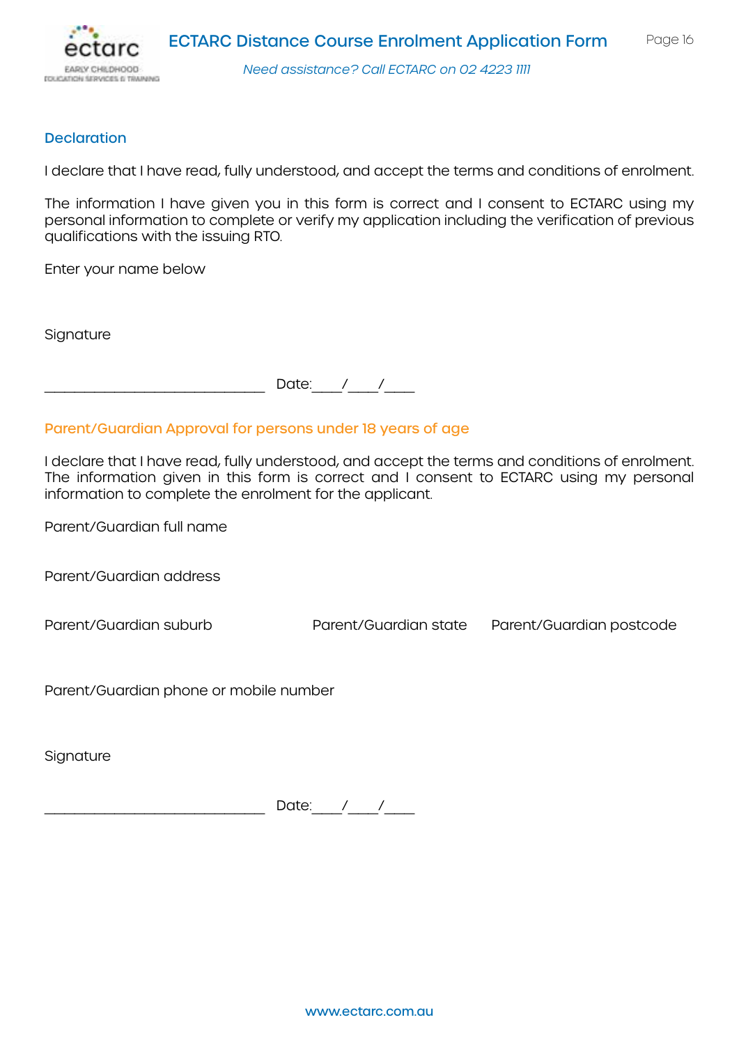## Declaration

I declare that I have read, fully understood, and accept the terms and conditions of enrolment.

The information I have given you in this form is correct and I consent to ECTARC using my personal information to complete or verify my application including the verification of previous qualifications with the issuing RTO.

Enter your name below

Signature

______________________________ Date:____/____/____

## Parent/Guardian Approval for persons under 18 years of age

I declare that I have read, fully understood, and accept the terms and conditions of enrolment. The information given in this form is correct and I consent to ECTARC using my personal information to complete the enrolment for the applicant.

Parent/Guardian full name

Parent/Guardian address

Parent/Guardian suburb

Parent/Guardian state

Parent/Guardian postcode

Parent/Guardian phone or mobile number

Signature

______________________________ Date:____/____/____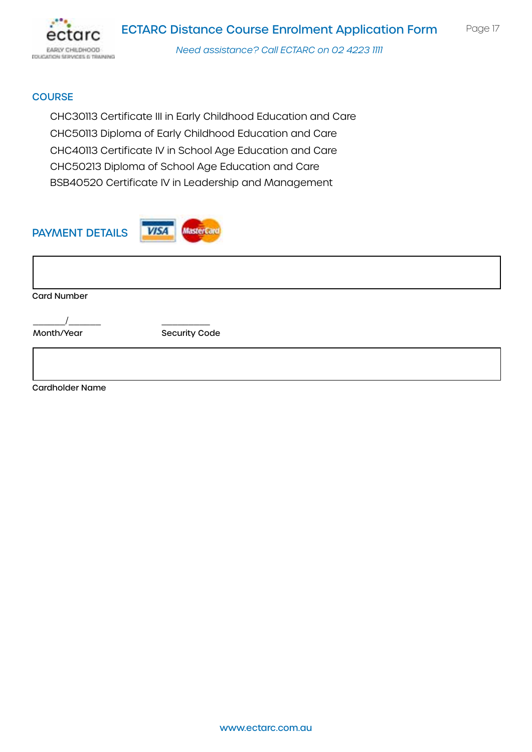## COURSE

CHC30113 Certificate III in Early Childhood Education and Care

CHC50113 Diploma of Early Childhood Education and Care

CHC40113 Certificate IV in School Age Education and Care

CHC50213 Diploma of School Age Education and Care

BSB40520 Certificate IV in Leadership and Management

## PAYMENT DETAILS

Card Number

_______/_______
Month/Year

__________
Security Code

Cardholder Name